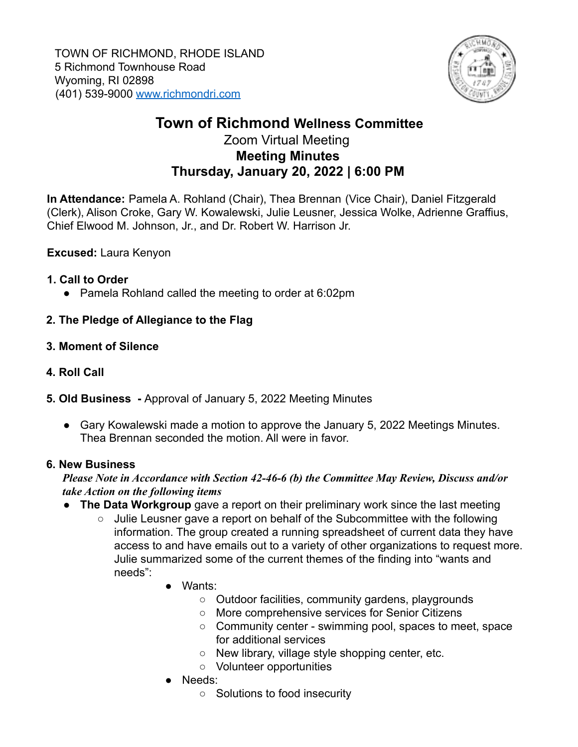TOWN OF RICHMOND, RHODE ISLAND
5 Richmond Townhouse Road
Wyoming, RI 02898
(401) 539-9000 www.richmondri.com

# Town of Richmond Wellness Committee

## Zoom Virtual Meeting

## Meeting Minutes

## Thursday, January 20, 2022 | 6:00 PM

**In Attendance:** Pamela A. Rohland (Chair), Thea Brennan (Vice Chair), Daniel Fitzgerald (Clerk), Alison Croke, Gary W. Kowalewski, Julie Leusner, Jessica Wolke, Adrienne Graffius, Chief Elwood M. Johnson, Jr., and Dr. Robert W. Harrison Jr.

**Excused:** Laura Kenyon

**1. Call to Order**

- Pamela Rohland called the meeting to order at 6:02pm

**2. The Pledge of Allegiance to the Flag**

**3. Moment of Silence**

**4. Roll Call**

**5. Old Business -** Approval of January 5, 2022 Meeting Minutes

- Gary Kowalewski made a motion to approve the January 5, 2022 Meetings Minutes. Thea Brennan seconded the motion. All were in favor.

**6. New Business**

***Please Note in Accordance with Section 42-46-6 (b) the Committee May Review, Discuss and/or take Action on the following items***

- **The Data Workgroup** gave a report on their preliminary work since the last meeting
  - Julie Leusner gave a report on behalf of the Subcommittee with the following information. The group created a running spreadsheet of current data they have access to and have emails out to a variety of other organizations to request more. Julie summarized some of the current themes of the finding into "wants and needs":
    - Wants:
      - Outdoor facilities, community gardens, playgrounds
      - More comprehensive services for Senior Citizens
      - Community center - swimming pool, spaces to meet, space for additional services
      - New library, village style shopping center, etc.
      - Volunteer opportunities
    - Needs:
      - Solutions to food insecurity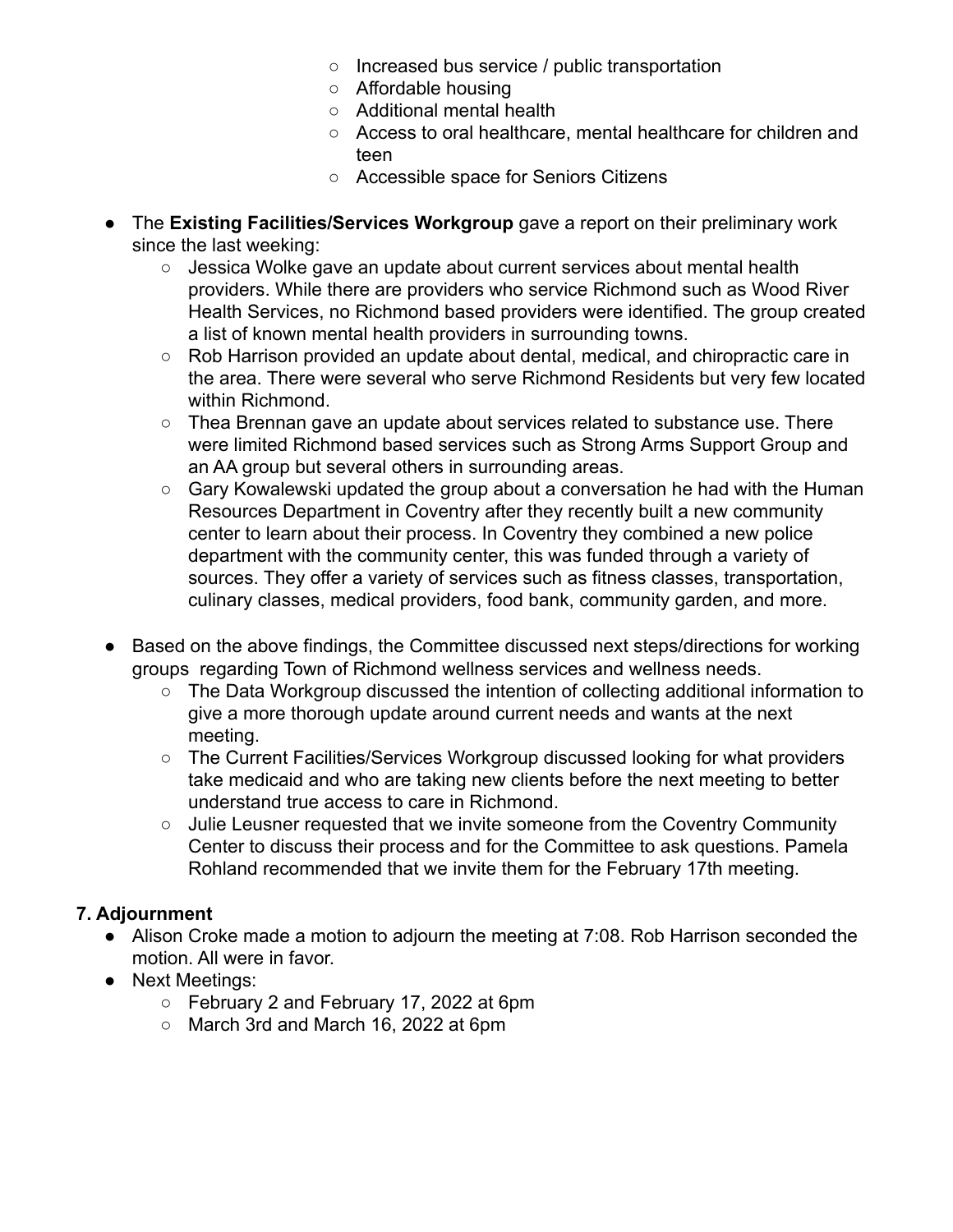- Increased bus service / public transportation
  - Affordable housing
  - Additional mental health
  - Access to oral healthcare, mental healthcare for children and teen
  - Accessible space for Seniors Citizens

- The **Existing Facilities/Services Workgroup** gave a report on their preliminary work since the last weeking:
  - Jessica Wolke gave an update about current services about mental health providers. While there are providers who service Richmond such as Wood River Health Services, no Richmond based providers were identified. The group created a list of known mental health providers in surrounding towns.
  - Rob Harrison provided an update about dental, medical, and chiropractic care in the area. There were several who serve Richmond Residents but very few located within Richmond.
  - Thea Brennan gave an update about services related to substance use. There were limited Richmond based services such as Strong Arms Support Group and an AA group but several others in surrounding areas.
  - Gary Kowalewski updated the group about a conversation he had with the Human Resources Department in Coventry after they recently built a new community center to learn about their process. In Coventry they combined a new police department with the community center, this was funded through a variety of sources. They offer a variety of services such as fitness classes, transportation, culinary classes, medical providers, food bank, community garden, and more.

- Based on the above findings, the Committee discussed next steps/directions for working groups regarding Town of Richmond wellness services and wellness needs.
  - The Data Workgroup discussed the intention of collecting additional information to give a more thorough update around current needs and wants at the next meeting.
  - The Current Facilities/Services Workgroup discussed looking for what providers take medicaid and who are taking new clients before the next meeting to better understand true access to care in Richmond.
  - Julie Leusner requested that we invite someone from the Coventry Community Center to discuss their process and for the Committee to ask questions. Pamela Rohland recommended that we invite them for the February 17th meeting.

### 7. Adjournment

- Alison Croke made a motion to adjourn the meeting at 7:08. Rob Harrison seconded the motion. All were in favor.
- Next Meetings:
  - February 2 and February 17, 2022 at 6pm
  - March 3rd and March 16, 2022 at 6pm